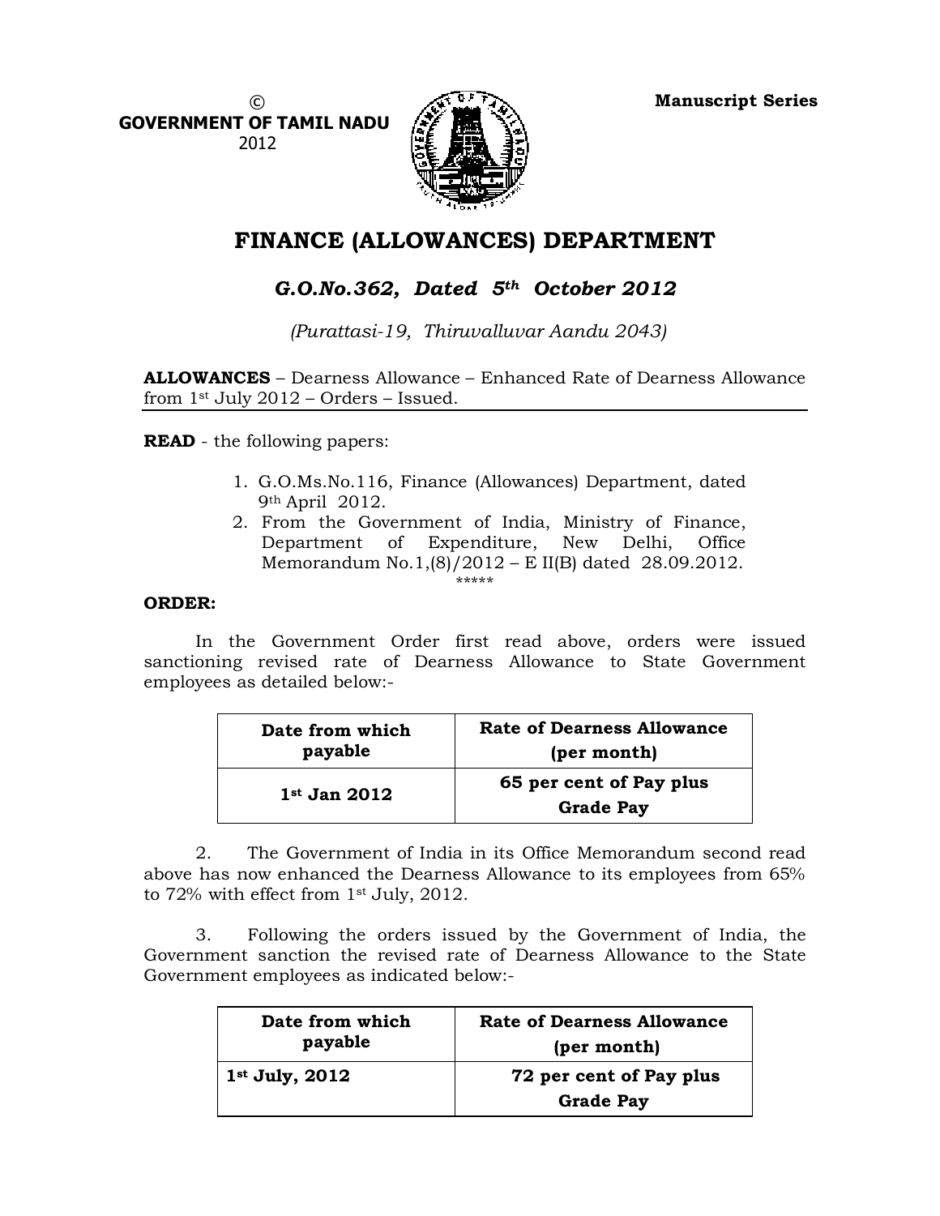©
GOVERNMENT OF TAMIL NADU
2012

**Manuscript Series**

# FINANCE (ALLOWANCES) DEPARTMENT

## *G.O.No.362, Dated 5th October 2012*

*(Purattasi-19, Thiruvalluvar Aandu 2043)*

**ALLOWANCES** – Dearness Allowance – Enhanced Rate of Dearness Allowance from 1st July 2012 – Orders – Issued.

**READ** - the following papers:

1. G.O.Ms.No.116, Finance (Allowances) Department, dated 9th April 2012.
2. From the Government of India, Ministry of Finance, Department of Expenditure, New Delhi, Office Memorandum No.1,(8)/2012 – E II(B) dated 28.09.2012.

\*\*\*\*\*

**ORDER:**

In the Government Order first read above, orders were issued sanctioning revised rate of Dearness Allowance to State Government employees as detailed below:-

| Date from which payable | Rate of Dearness Allowance (per month) |
|---|---|
| **1st Jan 2012** | **65 per cent of Pay plus Grade Pay** |

2. The Government of India in its Office Memorandum second read above has now enhanced the Dearness Allowance to its employees from 65% to 72% with effect from 1st July, 2012.

3. Following the orders issued by the Government of India, the Government sanction the revised rate of Dearness Allowance to the State Government employees as indicated below:-

| Date from which payable | Rate of Dearness Allowance (per month) |
|---|---|
| **1st July, 2012** | **72 per cent of Pay plus Grade Pay** |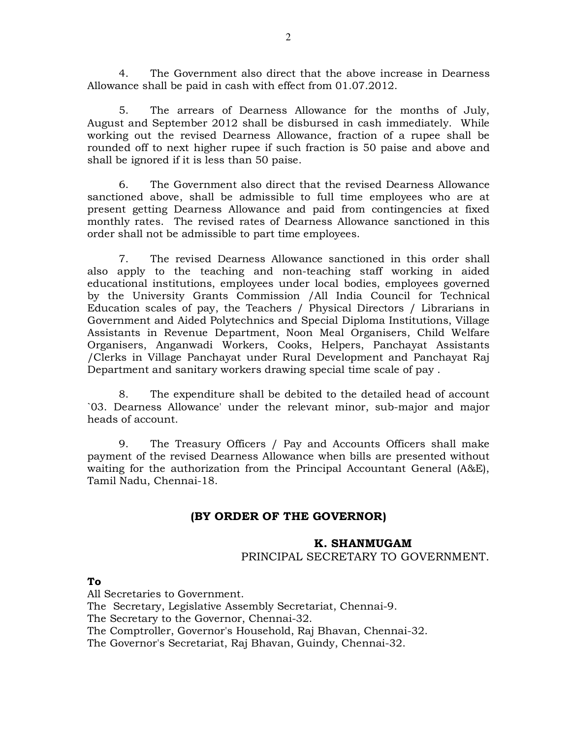4. The Government also direct that the above increase in Dearness Allowance shall be paid in cash with effect from 01.07.2012.

5. The arrears of Dearness Allowance for the months of July, August and September 2012 shall be disbursed in cash immediately. While working out the revised Dearness Allowance, fraction of a rupee shall be rounded off to next higher rupee if such fraction is 50 paise and above and shall be ignored if it is less than 50 paise.

6. The Government also direct that the revised Dearness Allowance sanctioned above, shall be admissible to full time employees who are at present getting Dearness Allowance and paid from contingencies at fixed monthly rates. The revised rates of Dearness Allowance sanctioned in this order shall not be admissible to part time employees.

7. The revised Dearness Allowance sanctioned in this order shall also apply to the teaching and non-teaching staff working in aided educational institutions, employees under local bodies, employees governed by the University Grants Commission /All India Council for Technical Education scales of pay, the Teachers / Physical Directors / Librarians in Government and Aided Polytechnics and Special Diploma Institutions, Village Assistants in Revenue Department, Noon Meal Organisers, Child Welfare Organisers, Anganwadi Workers, Cooks, Helpers, Panchayat Assistants /Clerks in Village Panchayat under Rural Development and Panchayat Raj Department and sanitary workers drawing special time scale of pay .

8. The expenditure shall be debited to the detailed head of account `03. Dearness Allowance' under the relevant minor, sub-major and major heads of account.

9. The Treasury Officers / Pay and Accounts Officers shall make payment of the revised Dearness Allowance when bills are presented without waiting for the authorization from the Principal Accountant General (A&E), Tamil Nadu, Chennai-18.

**(BY ORDER OF THE GOVERNOR)**

**K. SHANMUGAM**
PRINCIPAL SECRETARY TO GOVERNMENT.

**To**
All Secretaries to Government.
The Secretary, Legislative Assembly Secretariat, Chennai-9.
The Secretary to the Governor, Chennai-32.
The Comptroller, Governor's Household, Raj Bhavan, Chennai-32.
The Governor's Secretariat, Raj Bhavan, Guindy, Chennai-32.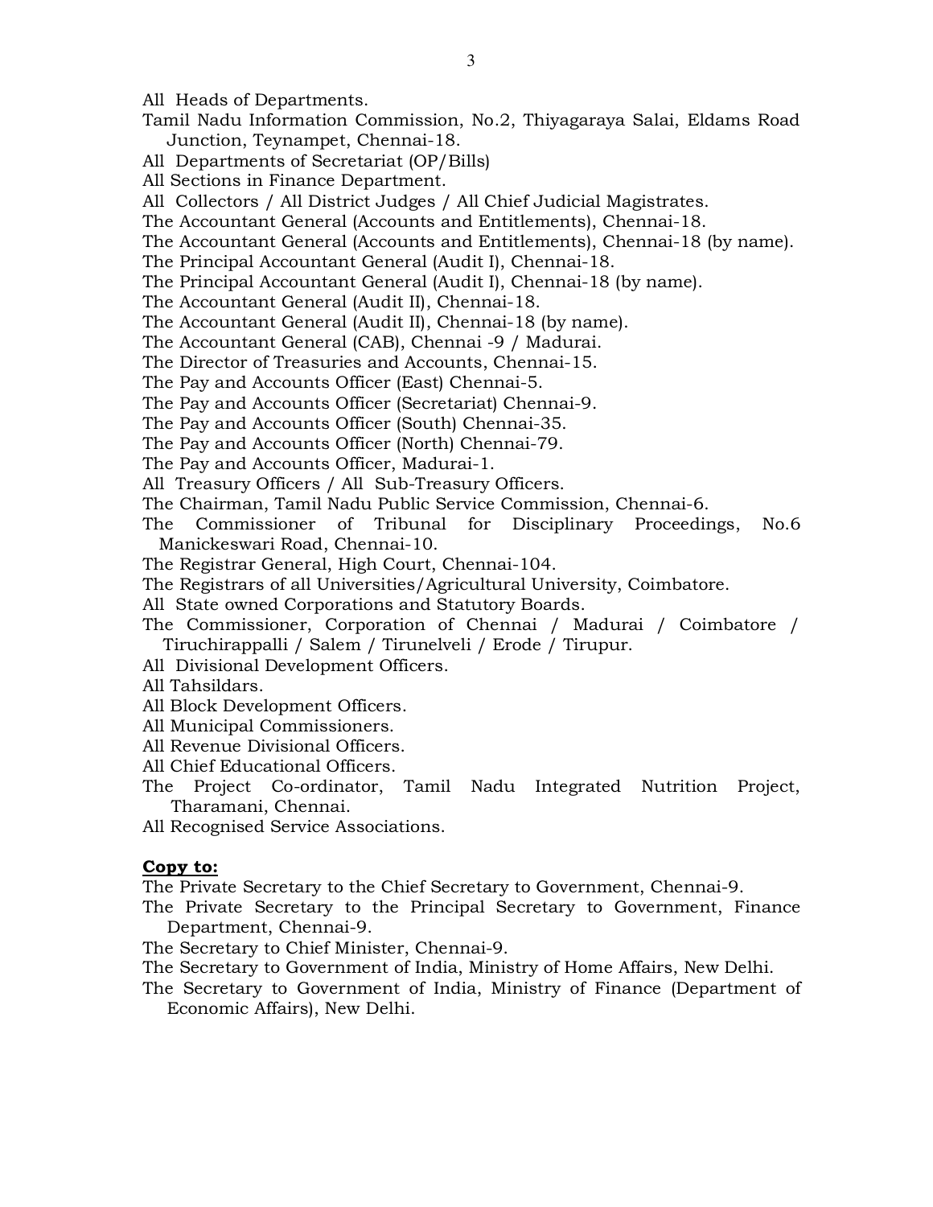All Heads of Departments.

Tamil Nadu Information Commission, No.2, Thiyagaraya Salai, Eldams Road Junction, Teynampet, Chennai-18.

All Departments of Secretariat (OP/Bills)

All Sections in Finance Department.

All Collectors / All District Judges / All Chief Judicial Magistrates.

The Accountant General (Accounts and Entitlements), Chennai-18.

The Accountant General (Accounts and Entitlements), Chennai-18 (by name).

The Principal Accountant General (Audit I), Chennai-18.

The Principal Accountant General (Audit I), Chennai-18 (by name).

The Accountant General (Audit II), Chennai-18.

The Accountant General (Audit II), Chennai-18 (by name).

The Accountant General (CAB), Chennai -9 / Madurai.

The Director of Treasuries and Accounts, Chennai-15.

The Pay and Accounts Officer (East) Chennai-5.

The Pay and Accounts Officer (Secretariat) Chennai-9.

The Pay and Accounts Officer (South) Chennai-35.

The Pay and Accounts Officer (North) Chennai-79.

The Pay and Accounts Officer, Madurai-1.

All Treasury Officers / All Sub-Treasury Officers.

The Chairman, Tamil Nadu Public Service Commission, Chennai-6.

The Commissioner of Tribunal for Disciplinary Proceedings, No.6 Manickeswari Road, Chennai-10.

The Registrar General, High Court, Chennai-104.

The Registrars of all Universities/Agricultural University, Coimbatore.

All State owned Corporations and Statutory Boards.

The Commissioner, Corporation of Chennai / Madurai / Coimbatore / Tiruchirappalli / Salem / Tirunelveli / Erode / Tirupur.

All Divisional Development Officers.

All Tahsildars.

All Block Development Officers.

All Municipal Commissioners.

All Revenue Divisional Officers.

All Chief Educational Officers.

The Project Co-ordinator, Tamil Nadu Integrated Nutrition Project, Tharamani, Chennai.

All Recognised Service Associations.

**Copy to:**

The Private Secretary to the Chief Secretary to Government, Chennai-9.

The Private Secretary to the Principal Secretary to Government, Finance Department, Chennai-9.

The Secretary to Chief Minister, Chennai-9.

The Secretary to Government of India, Ministry of Home Affairs, New Delhi.

The Secretary to Government of India, Ministry of Finance (Department of Economic Affairs), New Delhi.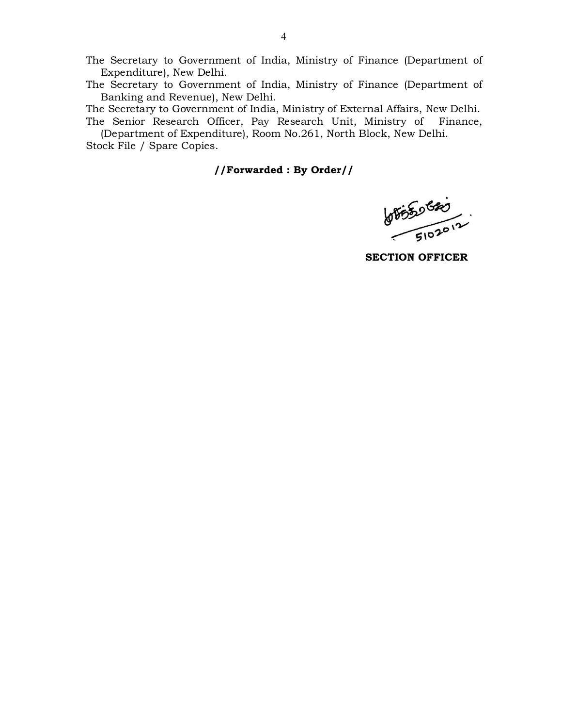The Secretary to Government of India, Ministry of Finance (Department of Expenditure), New Delhi.

The Secretary to Government of India, Ministry of Finance (Department of Banking and Revenue), New Delhi.

The Secretary to Government of India, Ministry of External Affairs, New Delhi.

The Senior Research Officer, Pay Research Unit, Ministry of Finance, (Department of Expenditure), Room No.261, North Block, New Delhi.

Stock File / Spare Copies.

**//Forwarded : By Order//**

5/10/2012

**SECTION OFFICER**